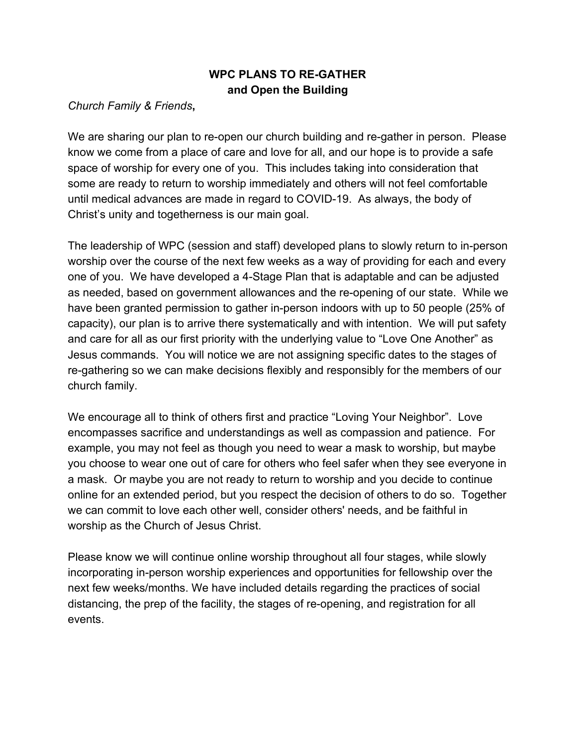# WPC PLANS TO RE-GATHER
## and Open the Building

*Church Family & Friends***,**

We are sharing our plan to re-open our church building and re-gather in person. Please know we come from a place of care and love for all, and our hope is to provide a safe space of worship for every one of you. This includes taking into consideration that some are ready to return to worship immediately and others will not feel comfortable until medical advances are made in regard to COVID-19. As always, the body of Christ's unity and togetherness is our main goal.

The leadership of WPC (session and staff) developed plans to slowly return to in-person worship over the course of the next few weeks as a way of providing for each and every one of you. We have developed a 4-Stage Plan that is adaptable and can be adjusted as needed, based on government allowances and the re-opening of our state. While we have been granted permission to gather in-person indoors with up to 50 people (25% of capacity), our plan is to arrive there systematically and with intention. We will put safety and care for all as our first priority with the underlying value to "Love One Another" as Jesus commands. You will notice we are not assigning specific dates to the stages of re-gathering so we can make decisions flexibly and responsibly for the members of our church family.

We encourage all to think of others first and practice "Loving Your Neighbor". Love encompasses sacrifice and understandings as well as compassion and patience. For example, you may not feel as though you need to wear a mask to worship, but maybe you choose to wear one out of care for others who feel safer when they see everyone in a mask. Or maybe you are not ready to return to worship and you decide to continue online for an extended period, but you respect the decision of others to do so. Together we can commit to love each other well, consider others' needs, and be faithful in worship as the Church of Jesus Christ.

Please know we will continue online worship throughout all four stages, while slowly incorporating in-person worship experiences and opportunities for fellowship over the next few weeks/months. We have included details regarding the practices of social distancing, the prep of the facility, the stages of re-opening, and registration for all events.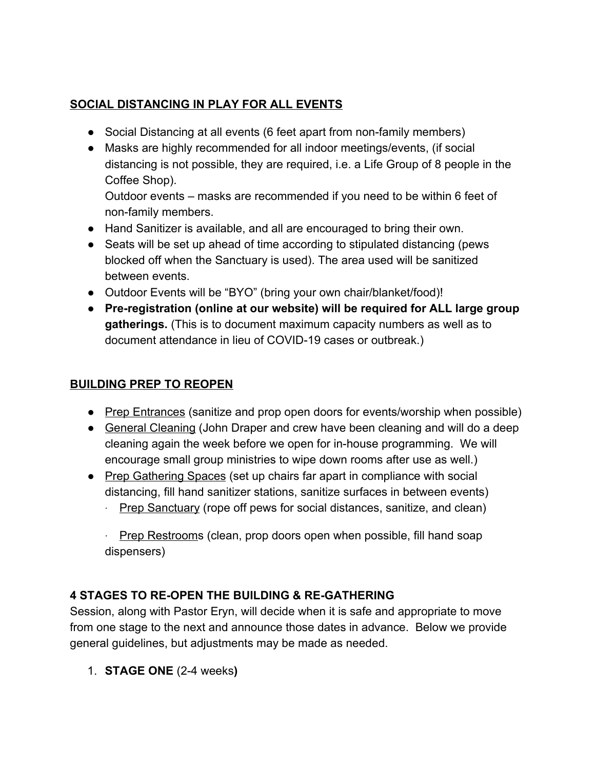**<u>SOCIAL DISTANCING IN PLAY FOR ALL EVENTS</u>**

- Social Distancing at all events (6 feet apart from non-family members)
- Masks are highly recommended for all indoor meetings/events, (if social distancing is not possible, they are required, i.e. a Life Group of 8 people in the Coffee Shop).
  Outdoor events – masks are recommended if you need to be within 6 feet of non-family members.
- Hand Sanitizer is available, and all are encouraged to bring their own.
- Seats will be set up ahead of time according to stipulated distancing (pews blocked off when the Sanctuary is used). The area used will be sanitized between events.
- Outdoor Events will be "BYO" (bring your own chair/blanket/food)!
- **Pre-registration (online at our website) will be required for ALL large group gatherings.** (This is to document maximum capacity numbers as well as to document attendance in lieu of COVID-19 cases or outbreak.)

**<u>BUILDING PREP TO REOPEN</u>**

- <u>Prep Entrances</u> (sanitize and prop open doors for events/worship when possible)
- <u>General Cleaning</u> (John Draper and crew have been cleaning and will do a deep cleaning again the week before we open for in-house programming. We will encourage small group ministries to wipe down rooms after use as well.)
- <u>Prep Gathering Spaces</u> (set up chairs far apart in compliance with social distancing, fill hand sanitizer stations, sanitize surfaces in between events)
  - <u>Prep Sanctuary</u> (rope off pews for social distances, sanitize, and clean)
  - <u>Prep Restroom</u>s (clean, prop doors open when possible, fill hand soap dispensers)

**4 STAGES TO RE-OPEN THE BUILDING & RE-GATHERING**

Session, along with Pastor Eryn, will decide when it is safe and appropriate to move from one stage to the next and announce those dates in advance. Below we provide general guidelines, but adjustments may be made as needed.

1. **STAGE ONE** (2-4 weeks**)**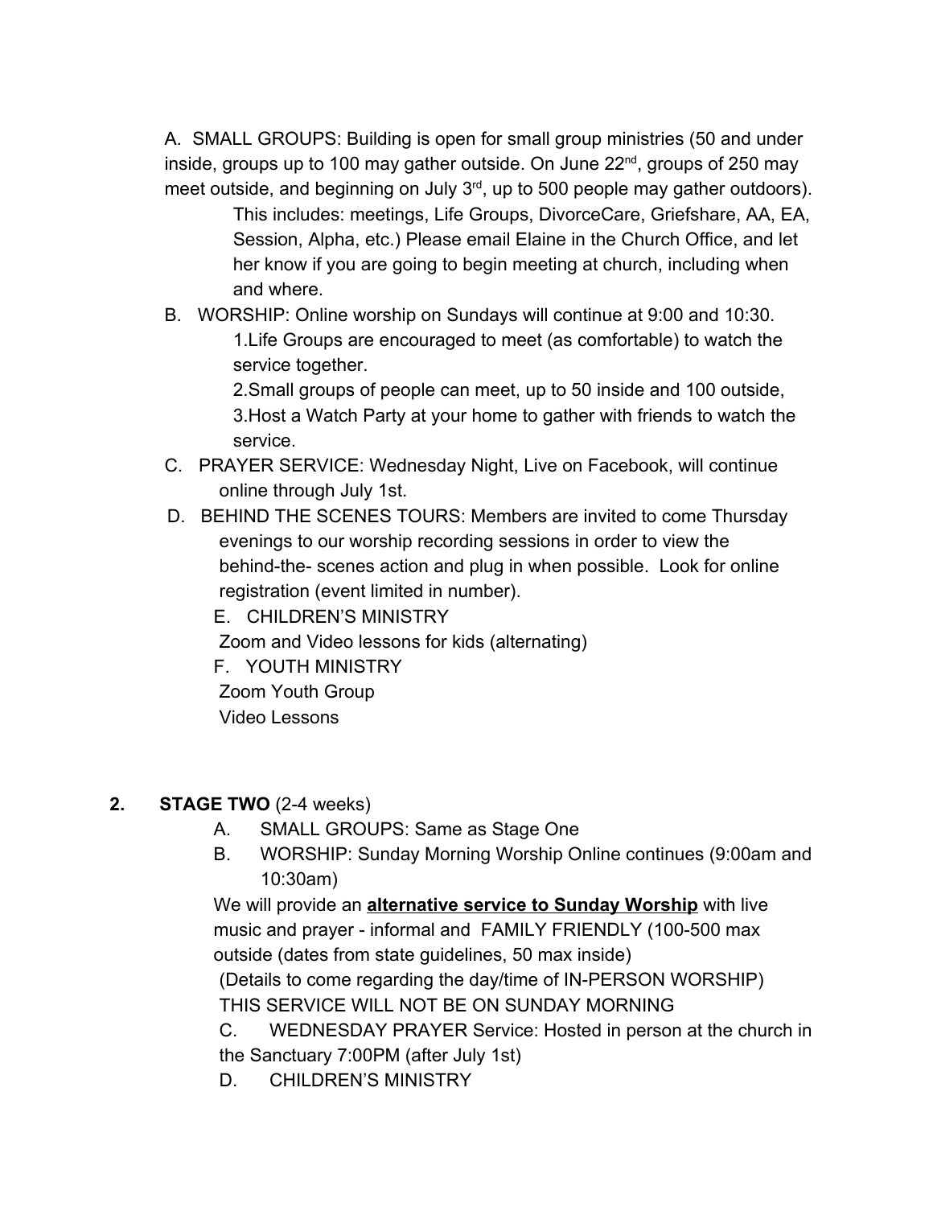A. SMALL GROUPS: Building is open for small group ministries (50 and under inside, groups up to 100 may gather outside. On June 22nd, groups of 250 may meet outside, and beginning on July 3rd, up to 500 people may gather outdoors).

   This includes: meetings, Life Groups, DivorceCare, Griefshare, AA, EA, Session, Alpha, etc.) Please email Elaine in the Church Office, and let her know if you are going to begin meeting at church, including when and where.

B. WORSHIP: Online worship on Sundays will continue at 9:00 and 10:30.

   1.Life Groups are encouraged to meet (as comfortable) to watch the service together.

   2.Small groups of people can meet, up to 50 inside and 100 outside,

   3.Host a Watch Party at your home to gather with friends to watch the service.

C. PRAYER SERVICE: Wednesday Night, Live on Facebook, will continue online through July 1st.

D. BEHIND THE SCENES TOURS: Members are invited to come Thursday evenings to our worship recording sessions in order to view the behind-the- scenes action and plug in when possible. Look for online registration (event limited in number).

E. CHILDREN'S MINISTRY

   Zoom and Video lessons for kids (alternating)

F. YOUTH MINISTRY

   Zoom Youth Group

   Video Lessons

2. **STAGE TWO** (2-4 weeks)

   A. SMALL GROUPS: Same as Stage One

   B. WORSHIP: Sunday Morning Worship Online continues (9:00am and 10:30am)

   We will provide an **alternative service to Sunday Worship** with live music and prayer - informal and FAMILY FRIENDLY (100-500 max outside (dates from state guidelines, 50 max inside)

   (Details to come regarding the day/time of IN-PERSON WORSHIP)

   THIS SERVICE WILL NOT BE ON SUNDAY MORNING

   C. WEDNESDAY PRAYER Service: Hosted in person at the church in the Sanctuary 7:00PM (after July 1st)

   D. CHILDREN'S MINISTRY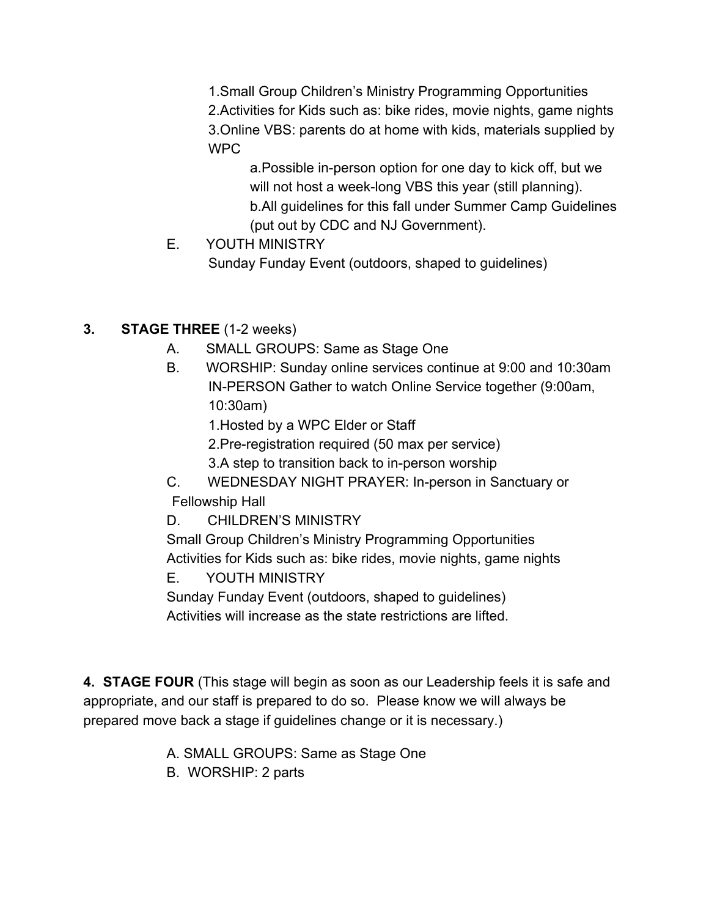1.Small Group Children's Ministry Programming Opportunities
2.Activities for Kids such as: bike rides, movie nights, game nights
3.Online VBS: parents do at home with kids, materials supplied by WPC

a.Possible in-person option for one day to kick off, but we will not host a week-long VBS this year (still planning).
b.All guidelines for this fall under Summer Camp Guidelines (put out by CDC and NJ Government).

E. YOUTH MINISTRY
Sunday Funday Event (outdoors, shaped to guidelines)

**3. STAGE THREE** (1-2 weeks)

A. SMALL GROUPS: Same as Stage One

B. WORSHIP: Sunday online services continue at 9:00 and 10:30am
IN-PERSON Gather to watch Online Service together (9:00am, 10:30am)

1.Hosted by a WPC Elder or Staff
2.Pre-registration required (50 max per service)
3.A step to transition back to in-person worship

C. WEDNESDAY NIGHT PRAYER: In-person in Sanctuary or Fellowship Hall

D. CHILDREN'S MINISTRY
Small Group Children's Ministry Programming Opportunities
Activities for Kids such as: bike rides, movie nights, game nights

E. YOUTH MINISTRY
Sunday Funday Event (outdoors, shaped to guidelines)
Activities will increase as the state restrictions are lifted.

**4. STAGE FOUR** (This stage will begin as soon as our Leadership feels it is safe and appropriate, and our staff is prepared to do so. Please know we will always be prepared move back a stage if guidelines change or it is necessary.)

A. SMALL GROUPS: Same as Stage One

B. WORSHIP: 2 parts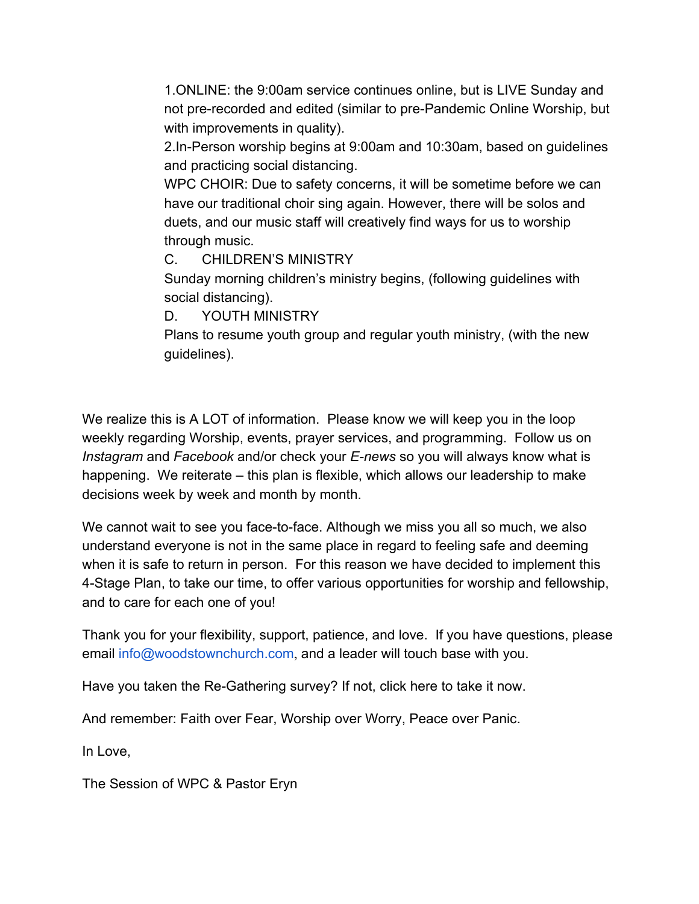1.ONLINE: the 9:00am service continues online, but is LIVE Sunday and not pre-recorded and edited (similar to pre-Pandemic Online Worship, but with improvements in quality).

2.In-Person worship begins at 9:00am and 10:30am, based on guidelines and practicing social distancing.

WPC CHOIR: Due to safety concerns, it will be sometime before we can have our traditional choir sing again. However, there will be solos and duets, and our music staff will creatively find ways for us to worship through music.

C. CHILDREN'S MINISTRY

Sunday morning children's ministry begins, (following guidelines with social distancing).

D. YOUTH MINISTRY

Plans to resume youth group and regular youth ministry, (with the new guidelines).

We realize this is A LOT of information. Please know we will keep you in the loop weekly regarding Worship, events, prayer services, and programming. Follow us on *Instagram* and *Facebook* and/or check your *E-news* so you will always know what is happening. We reiterate – this plan is flexible, which allows our leadership to make decisions week by week and month by month.

We cannot wait to see you face-to-face. Although we miss you all so much, we also understand everyone is not in the same place in regard to feeling safe and deeming when it is safe to return in person. For this reason we have decided to implement this 4-Stage Plan, to take our time, to offer various opportunities for worship and fellowship, and to care for each one of you!

Thank you for your flexibility, support, patience, and love. If you have questions, please email info@woodstownchurch.com, and a leader will touch base with you.

Have you taken the Re-Gathering survey? If not, click here to take it now.

And remember: Faith over Fear, Worship over Worry, Peace over Panic.

In Love,

The Session of WPC & Pastor Eryn